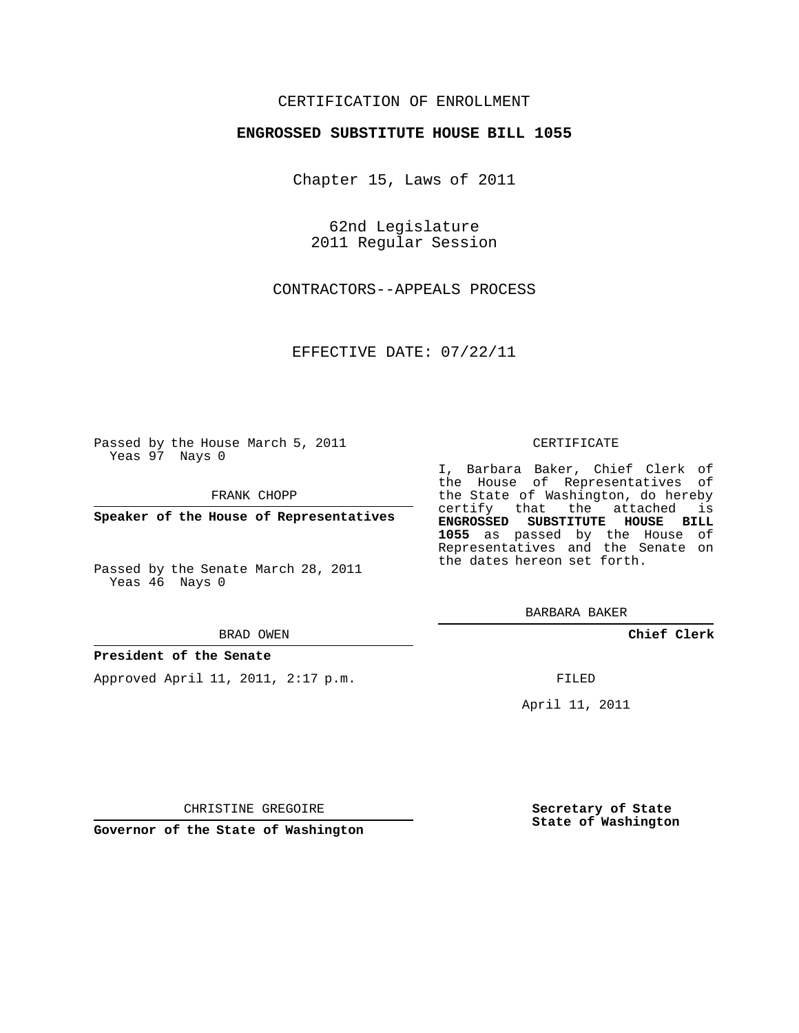CERTIFICATION OF ENROLLMENT

**ENGROSSED SUBSTITUTE HOUSE BILL 1055**

Chapter 15, Laws of 2011

62nd Legislature
2011 Regular Session

CONTRACTORS--APPEALS PROCESS

EFFECTIVE DATE: 07/22/11

Passed by the House March 5, 2011
Yeas 97 Nays 0

FRANK CHOPP

**Speaker of the House of Representatives**

Passed by the Senate March 28, 2011
Yeas 46 Nays 0

BRAD OWEN

**President of the Senate**

Approved April 11, 2011, 2:17 p.m.

CHRISTINE GREGOIRE

**Governor of the State of Washington**

CERTIFICATE

I, Barbara Baker, Chief Clerk of the House of Representatives of the State of Washington, do hereby certify that the attached is **ENGROSSED SUBSTITUTE HOUSE BILL 1055** as passed by the House of Representatives and the Senate on the dates hereon set forth.

BARBARA BAKER

**Chief Clerk**

FILED

April 11, 2011

**Secretary of State**
**State of Washington**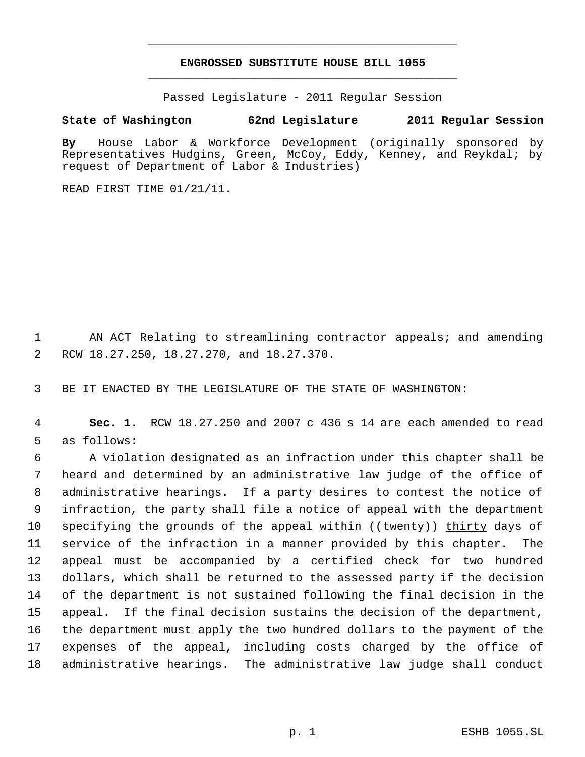**ENGROSSED SUBSTITUTE HOUSE BILL 1055**

Passed Legislature - 2011 Regular Session

**State of Washington 62nd Legislature 2011 Regular Session**

**By** House Labor & Workforce Development (originally sponsored by Representatives Hudgins, Green, McCoy, Eddy, Kenney, and Reykdal; by request of Department of Labor & Industries)

READ FIRST TIME 01/21/11.

1 AN ACT Relating to streamlining contractor appeals; and amending
2 RCW 18.27.250, 18.27.270, and 18.27.370.

3 BE IT ENACTED BY THE LEGISLATURE OF THE STATE OF WASHINGTON:

4 **Sec. 1.** RCW 18.27.250 and 2007 c 436 s 14 are each amended to read
5 as follows:
6 A violation designated as an infraction under this chapter shall be
7 heard and determined by an administrative law judge of the office of
8 administrative hearings. If a party desires to contest the notice of
9 infraction, the party shall file a notice of appeal with the department
10 specifying the grounds of the appeal within ((~~twenty~~)) <u>thirty</u> days of
11 service of the infraction in a manner provided by this chapter. The
12 appeal must be accompanied by a certified check for two hundred
13 dollars, which shall be returned to the assessed party if the decision
14 of the department is not sustained following the final decision in the
15 appeal. If the final decision sustains the decision of the department,
16 the department must apply the two hundred dollars to the payment of the
17 expenses of the appeal, including costs charged by the office of
18 administrative hearings. The administrative law judge shall conduct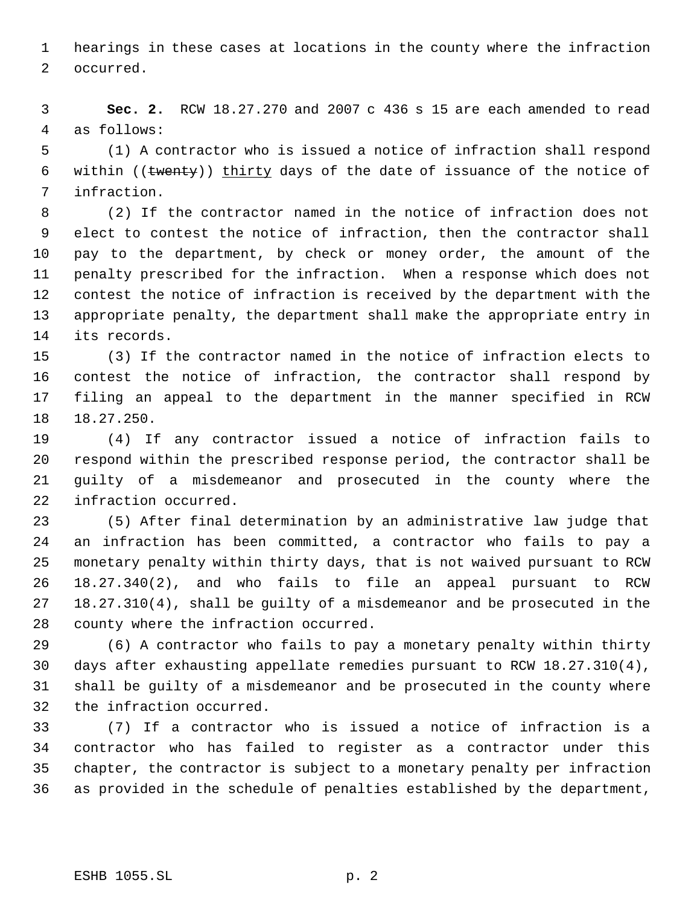hearings in these cases at locations in the county where the infraction occurred.

**Sec. 2.** RCW 18.27.270 and 2007 c 436 s 15 are each amended to read as follows:

(1) A contractor who is issued a notice of infraction shall respond within ((~~twenty~~)) <u>thirty</u> days of the date of issuance of the notice of infraction.

(2) If the contractor named in the notice of infraction does not elect to contest the notice of infraction, then the contractor shall pay to the department, by check or money order, the amount of the penalty prescribed for the infraction. When a response which does not contest the notice of infraction is received by the department with the appropriate penalty, the department shall make the appropriate entry in its records.

(3) If the contractor named in the notice of infraction elects to contest the notice of infraction, the contractor shall respond by filing an appeal to the department in the manner specified in RCW 18.27.250.

(4) If any contractor issued a notice of infraction fails to respond within the prescribed response period, the contractor shall be guilty of a misdemeanor and prosecuted in the county where the infraction occurred.

(5) After final determination by an administrative law judge that an infraction has been committed, a contractor who fails to pay a monetary penalty within thirty days, that is not waived pursuant to RCW 18.27.340(2), and who fails to file an appeal pursuant to RCW 18.27.310(4), shall be guilty of a misdemeanor and be prosecuted in the county where the infraction occurred.

(6) A contractor who fails to pay a monetary penalty within thirty days after exhausting appellate remedies pursuant to RCW 18.27.310(4), shall be guilty of a misdemeanor and be prosecuted in the county where the infraction occurred.

(7) If a contractor who is issued a notice of infraction is a contractor who has failed to register as a contractor under this chapter, the contractor is subject to a monetary penalty per infraction as provided in the schedule of penalties established by the department,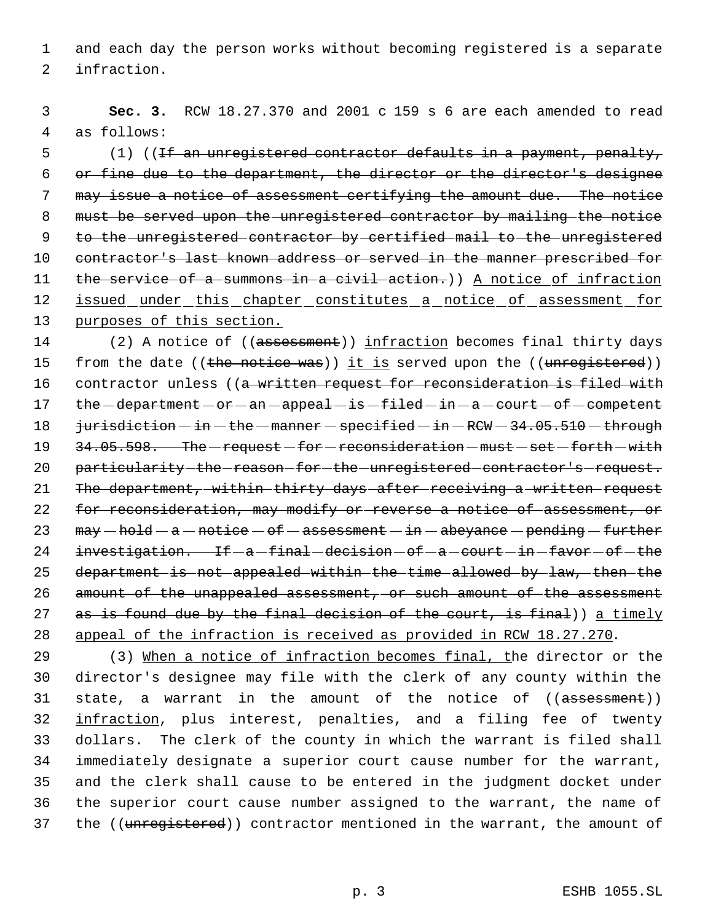and each day the person works without becoming registered is a separate infraction.

**Sec. 3.** RCW 18.27.370 and 2001 c 159 s 6 are each amended to read as follows:

(1) ((~~If an unregistered contractor defaults in a payment, penalty, or fine due to the department, the director or the director's designee may issue a notice of assessment certifying the amount due. The notice must be served upon the unregistered contractor by mailing the notice to the unregistered contractor by certified mail to the unregistered contractor's last known address or served in the manner prescribed for the service of a summons in a civil action.~~)) <u>A notice of infraction issued under this chapter constitutes a notice of assessment for purposes of this section.</u>

(2) A notice of ((~~assessment~~)) <u>infraction</u> becomes final thirty days from the date ((~~the notice was~~)) <u>it is</u> served upon the ((~~unregistered~~)) contractor unless ((~~a written request for reconsideration is filed with the department or an appeal is filed in a court of competent jurisdiction in the manner specified in RCW 34.05.510 through 34.05.598. The request for reconsideration must set forth with particularity the reason for the unregistered contractor's request. The department, within thirty days after receiving a written request for reconsideration, may modify or reverse a notice of assessment, or may hold a notice of assessment in abeyance pending further investigation. If a final decision of a court in favor of the department is not appealed within the time allowed by law, then the amount of the unappealed assessment, or such amount of the assessment as is found due by the final decision of the court, is final~~)) <u>a timely appeal of the infraction is received as provided in RCW 18.27.270</u>.

(3) <u>When a notice of infraction becomes final, t</u>he director or the director's designee may file with the clerk of any county within the state, a warrant in the amount of the notice of ((~~assessment~~)) <u>infraction</u>, plus interest, penalties, and a filing fee of twenty dollars. The clerk of the county in which the warrant is filed shall immediately designate a superior court cause number for the warrant, and the clerk shall cause to be entered in the judgment docket under the superior court cause number assigned to the warrant, the name of the ((~~unregistered~~)) contractor mentioned in the warrant, the amount of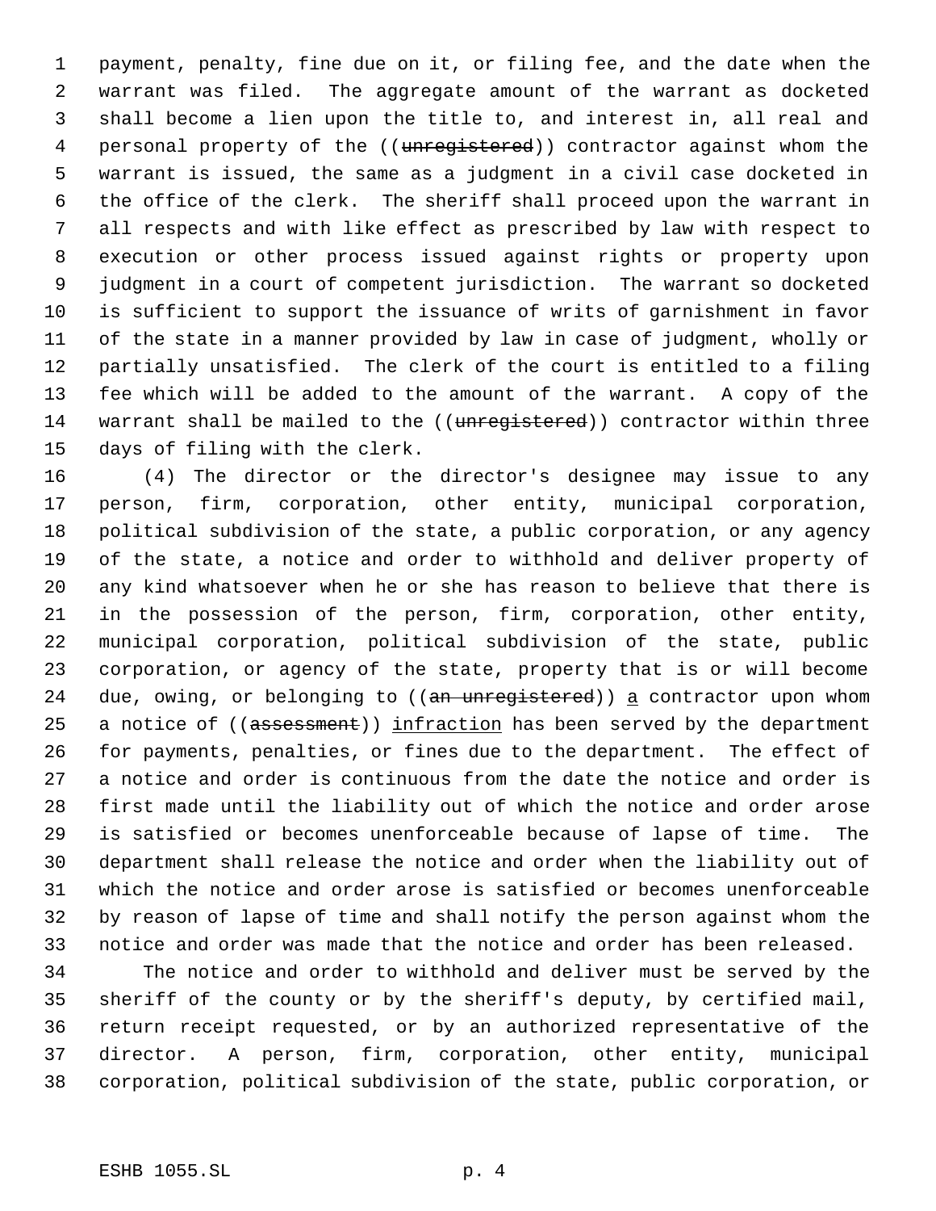payment, penalty, fine due on it, or filing fee, and the date when the warrant was filed. The aggregate amount of the warrant as docketed shall become a lien upon the title to, and interest in, all real and personal property of the ((~~unregistered~~)) contractor against whom the warrant is issued, the same as a judgment in a civil case docketed in the office of the clerk. The sheriff shall proceed upon the warrant in all respects and with like effect as prescribed by law with respect to execution or other process issued against rights or property upon judgment in a court of competent jurisdiction. The warrant so docketed is sufficient to support the issuance of writs of garnishment in favor of the state in a manner provided by law in case of judgment, wholly or partially unsatisfied. The clerk of the court is entitled to a filing fee which will be added to the amount of the warrant. A copy of the warrant shall be mailed to the ((~~unregistered~~)) contractor within three days of filing with the clerk.

(4) The director or the director's designee may issue to any person, firm, corporation, other entity, municipal corporation, political subdivision of the state, a public corporation, or any agency of the state, a notice and order to withhold and deliver property of any kind whatsoever when he or she has reason to believe that there is in the possession of the person, firm, corporation, other entity, municipal corporation, political subdivision of the state, public corporation, or agency of the state, property that is or will become due, owing, or belonging to ((~~an unregistered~~)) <u>a</u> contractor upon whom a notice of ((~~assessment~~)) <u>infraction</u> has been served by the department for payments, penalties, or fines due to the department. The effect of a notice and order is continuous from the date the notice and order is first made until the liability out of which the notice and order arose is satisfied or becomes unenforceable because of lapse of time. The department shall release the notice and order when the liability out of which the notice and order arose is satisfied or becomes unenforceable by reason of lapse of time and shall notify the person against whom the notice and order was made that the notice and order has been released.

The notice and order to withhold and deliver must be served by the sheriff of the county or by the sheriff's deputy, by certified mail, return receipt requested, or by an authorized representative of the director. A person, firm, corporation, other entity, municipal corporation, political subdivision of the state, public corporation, or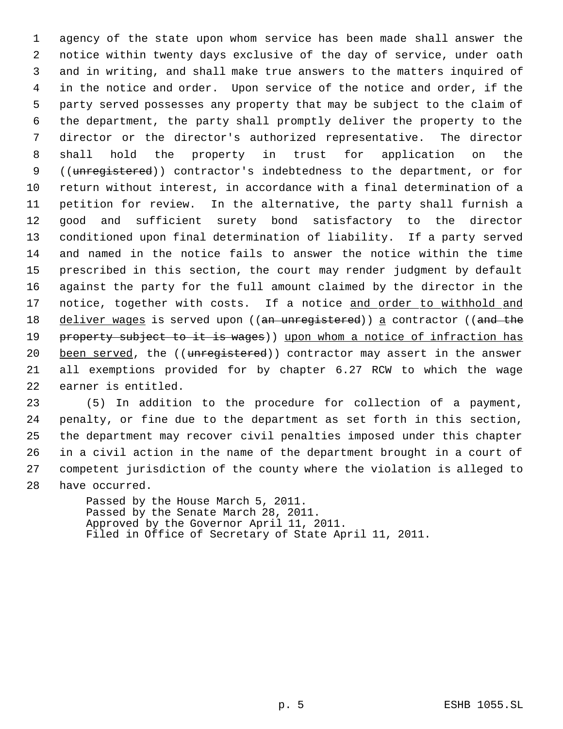agency of the state upon whom service has been made shall answer the notice within twenty days exclusive of the day of service, under oath and in writing, and shall make true answers to the matters inquired of in the notice and order. Upon service of the notice and order, if the party served possesses any property that may be subject to the claim of the department, the party shall promptly deliver the property to the director or the director's authorized representative. The director shall hold the property in trust for application on the ((~~unregistered~~)) contractor's indebtedness to the department, or for return without interest, in accordance with a final determination of a petition for review. In the alternative, the party shall furnish a good and sufficient surety bond satisfactory to the director conditioned upon final determination of liability. If a party served and named in the notice fails to answer the notice within the time prescribed in this section, the court may render judgment by default against the party for the full amount claimed by the director in the notice, together with costs. If a notice <u>and order to withhold and deliver wages</u> is served upon ((~~an unregistered~~)) <u>a</u> contractor ((~~and the property subject to it is wages~~)) <u>upon whom a notice of infraction has been served</u>, the ((~~unregistered~~)) contractor may assert in the answer all exemptions provided for by chapter 6.27 RCW to which the wage earner is entitled.

(5) In addition to the procedure for collection of a payment, penalty, or fine due to the department as set forth in this section, the department may recover civil penalties imposed under this chapter in a civil action in the name of the department brought in a court of competent jurisdiction of the county where the violation is alleged to have occurred.

Passed by the House March 5, 2011.
Passed by the Senate March 28, 2011.
Approved by the Governor April 11, 2011.
Filed in Office of Secretary of State April 11, 2011.